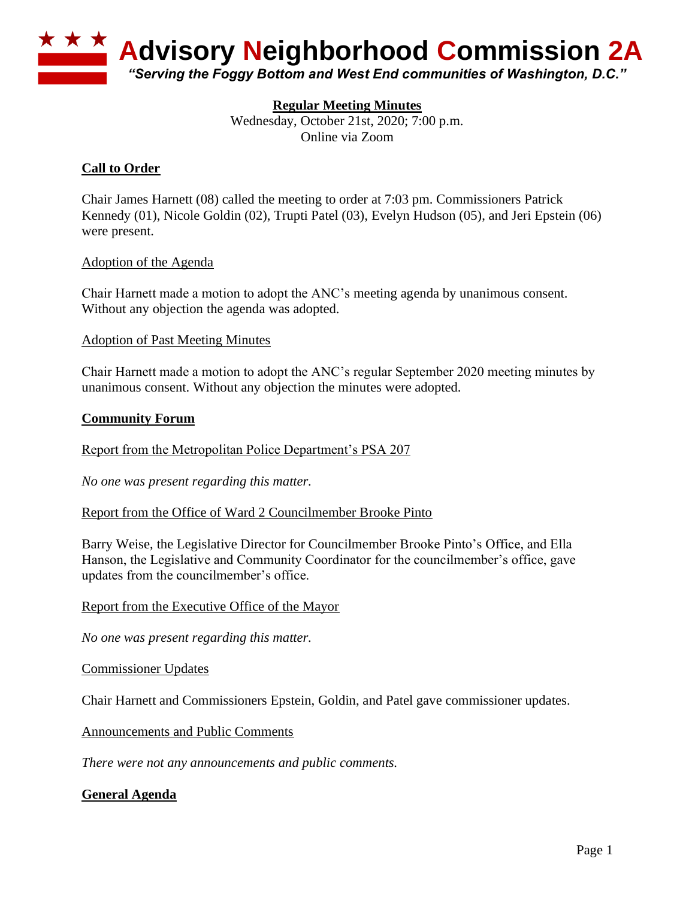# Advisory Neighborhood Commission 2A

*"Serving the Foggy Bottom and West End communities of Washington, D.C."*

**Regular Meeting Minutes**

Wednesday, October 21st, 2020; 7:00 p.m.
Online via Zoom

## Call to Order

Chair James Harnett (08) called the meeting to order at 7:03 pm. Commissioners Patrick Kennedy (01), Nicole Goldin (02), Trupti Patel (03), Evelyn Hudson (05), and Jeri Epstein (06) were present.

### Adoption of the Agenda

Chair Harnett made a motion to adopt the ANC's meeting agenda by unanimous consent. Without any objection the agenda was adopted.

### Adoption of Past Meeting Minutes

Chair Harnett made a motion to adopt the ANC's regular September 2020 meeting minutes by unanimous consent. Without any objection the minutes were adopted.

## Community Forum

### Report from the Metropolitan Police Department's PSA 207

*No one was present regarding this matter.*

### Report from the Office of Ward 2 Councilmember Brooke Pinto

Barry Weise, the Legislative Director for Councilmember Brooke Pinto's Office, and Ella Hanson, the Legislative and Community Coordinator for the councilmember's office, gave updates from the councilmember's office.

### Report from the Executive Office of the Mayor

*No one was present regarding this matter.*

### Commissioner Updates

Chair Harnett and Commissioners Epstein, Goldin, and Patel gave commissioner updates.

### Announcements and Public Comments

*There were not any announcements and public comments.*

## General Agenda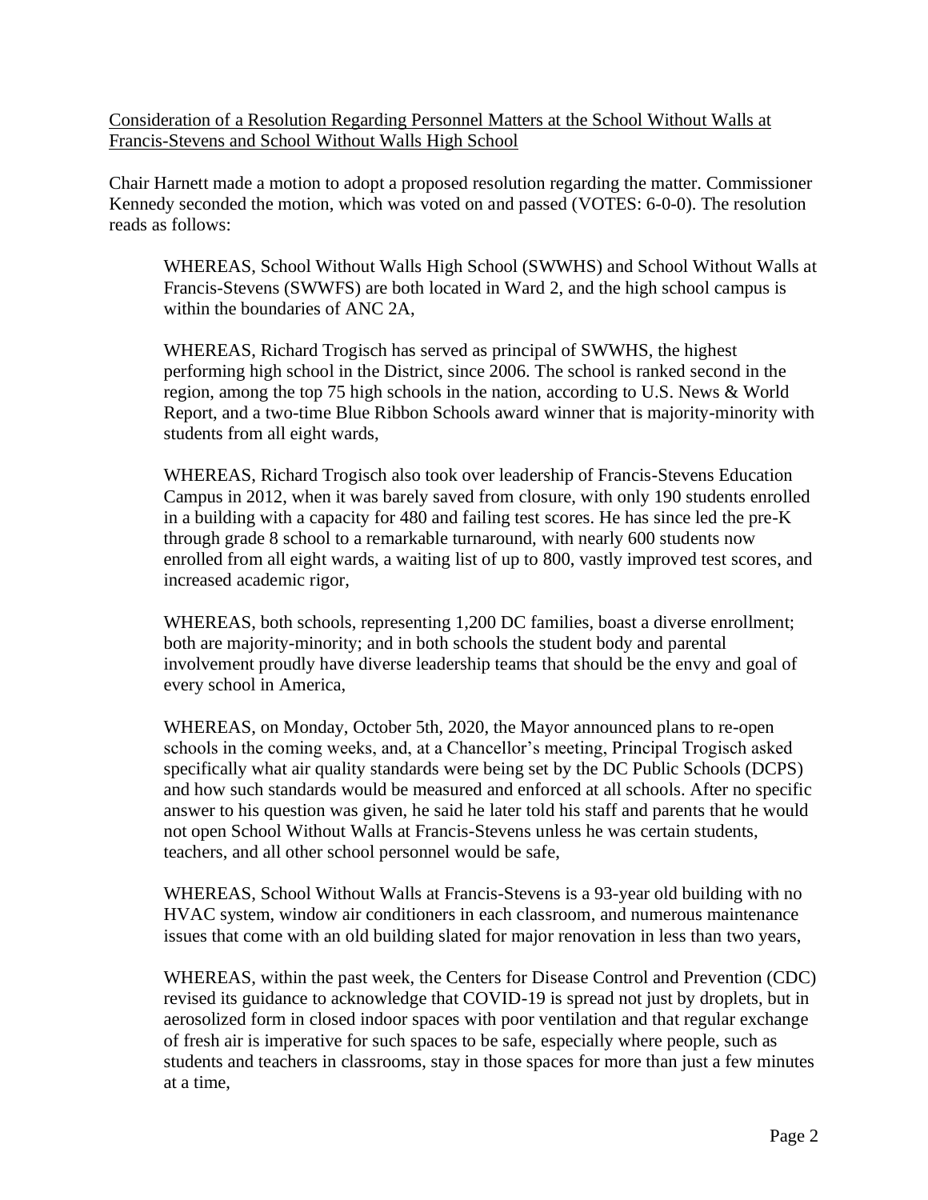Consideration of a Resolution Regarding Personnel Matters at the School Without Walls at Francis-Stevens and School Without Walls High School

Chair Harnett made a motion to adopt a proposed resolution regarding the matter. Commissioner Kennedy seconded the motion, which was voted on and passed (VOTES: 6-0-0). The resolution reads as follows:

> WHEREAS, School Without Walls High School (SWWHS) and School Without Walls at Francis-Stevens (SWWFS) are both located in Ward 2, and the high school campus is within the boundaries of ANC 2A,
>
> WHEREAS, Richard Trogisch has served as principal of SWWHS, the highest performing high school in the District, since 2006. The school is ranked second in the region, among the top 75 high schools in the nation, according to U.S. News & World Report, and a two-time Blue Ribbon Schools award winner that is majority-minority with students from all eight wards,
>
> WHEREAS, Richard Trogisch also took over leadership of Francis-Stevens Education Campus in 2012, when it was barely saved from closure, with only 190 students enrolled in a building with a capacity for 480 and failing test scores. He has since led the pre-K through grade 8 school to a remarkable turnaround, with nearly 600 students now enrolled from all eight wards, a waiting list of up to 800, vastly improved test scores, and increased academic rigor,
>
> WHEREAS, both schools, representing 1,200 DC families, boast a diverse enrollment; both are majority-minority; and in both schools the student body and parental involvement proudly have diverse leadership teams that should be the envy and goal of every school in America,
>
> WHEREAS, on Monday, October 5th, 2020, the Mayor announced plans to re-open schools in the coming weeks, and, at a Chancellor's meeting, Principal Trogisch asked specifically what air quality standards were being set by the DC Public Schools (DCPS) and how such standards would be measured and enforced at all schools. After no specific answer to his question was given, he said he later told his staff and parents that he would not open School Without Walls at Francis-Stevens unless he was certain students, teachers, and all other school personnel would be safe,
>
> WHEREAS, School Without Walls at Francis-Stevens is a 93-year old building with no HVAC system, window air conditioners in each classroom, and numerous maintenance issues that come with an old building slated for major renovation in less than two years,
>
> WHEREAS, within the past week, the Centers for Disease Control and Prevention (CDC) revised its guidance to acknowledge that COVID-19 is spread not just by droplets, but in aerosolized form in closed indoor spaces with poor ventilation and that regular exchange of fresh air is imperative for such spaces to be safe, especially where people, such as students and teachers in classrooms, stay in those spaces for more than just a few minutes at a time,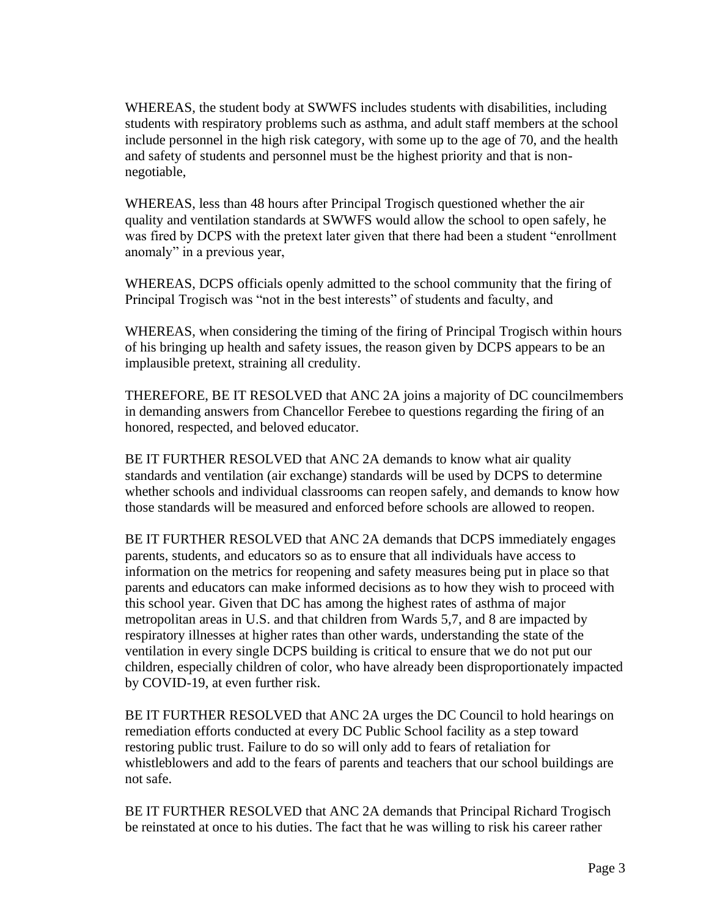WHEREAS, the student body at SWWFS includes students with disabilities, including students with respiratory problems such as asthma, and adult staff members at the school include personnel in the high risk category, with some up to the age of 70, and the health and safety of students and personnel must be the highest priority and that is non-negotiable,

WHEREAS, less than 48 hours after Principal Trogisch questioned whether the air quality and ventilation standards at SWWFS would allow the school to open safely, he was fired by DCPS with the pretext later given that there had been a student "enrollment anomaly" in a previous year,

WHEREAS, DCPS officials openly admitted to the school community that the firing of Principal Trogisch was "not in the best interests" of students and faculty, and

WHEREAS, when considering the timing of the firing of Principal Trogisch within hours of his bringing up health and safety issues, the reason given by DCPS appears to be an implausible pretext, straining all credulity.

THEREFORE, BE IT RESOLVED that ANC 2A joins a majority of DC councilmembers in demanding answers from Chancellor Ferebee to questions regarding the firing of an honored, respected, and beloved educator.

BE IT FURTHER RESOLVED that ANC 2A demands to know what air quality standards and ventilation (air exchange) standards will be used by DCPS to determine whether schools and individual classrooms can reopen safely, and demands to know how those standards will be measured and enforced before schools are allowed to reopen.

BE IT FURTHER RESOLVED that ANC 2A demands that DCPS immediately engages parents, students, and educators so as to ensure that all individuals have access to information on the metrics for reopening and safety measures being put in place so that parents and educators can make informed decisions as to how they wish to proceed with this school year. Given that DC has among the highest rates of asthma of major metropolitan areas in U.S. and that children from Wards 5,7, and 8 are impacted by respiratory illnesses at higher rates than other wards, understanding the state of the ventilation in every single DCPS building is critical to ensure that we do not put our children, especially children of color, who have already been disproportionately impacted by COVID-19, at even further risk.

BE IT FURTHER RESOLVED that ANC 2A urges the DC Council to hold hearings on remediation efforts conducted at every DC Public School facility as a step toward restoring public trust. Failure to do so will only add to fears of retaliation for whistleblowers and add to the fears of parents and teachers that our school buildings are not safe.

BE IT FURTHER RESOLVED that ANC 2A demands that Principal Richard Trogisch be reinstated at once to his duties. The fact that he was willing to risk his career rather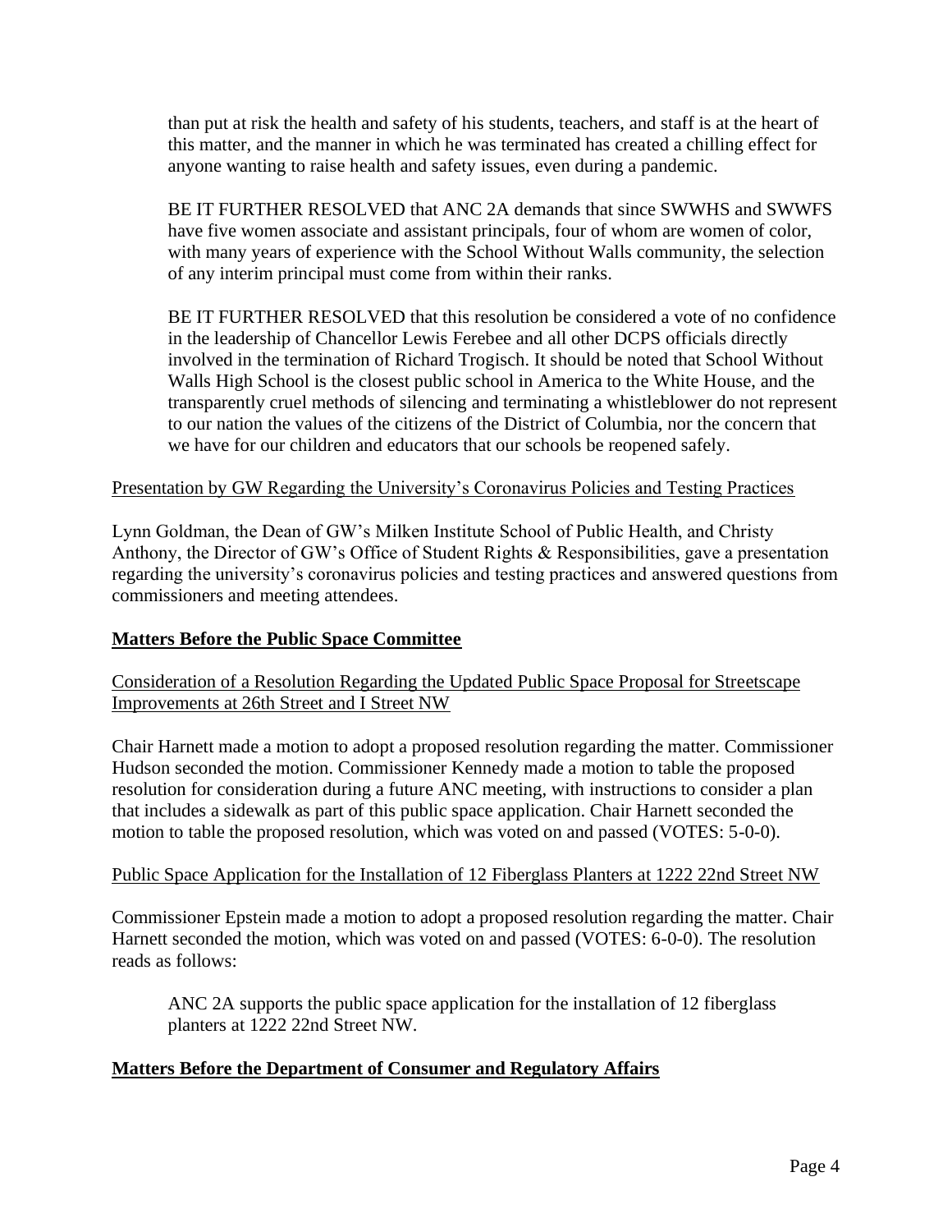than put at risk the health and safety of his students, teachers, and staff is at the heart of this matter, and the manner in which he was terminated has created a chilling effect for anyone wanting to raise health and safety issues, even during a pandemic.

BE IT FURTHER RESOLVED that ANC 2A demands that since SWWHS and SWWFS have five women associate and assistant principals, four of whom are women of color, with many years of experience with the School Without Walls community, the selection of any interim principal must come from within their ranks.

BE IT FURTHER RESOLVED that this resolution be considered a vote of no confidence in the leadership of Chancellor Lewis Ferebee and all other DCPS officials directly involved in the termination of Richard Trogisch. It should be noted that School Without Walls High School is the closest public school in America to the White House, and the transparently cruel methods of silencing and terminating a whistleblower do not represent to our nation the values of the citizens of the District of Columbia, nor the concern that we have for our children and educators that our schools be reopened safely.

Presentation by GW Regarding the University's Coronavirus Policies and Testing Practices

Lynn Goldman, the Dean of GW's Milken Institute School of Public Health, and Christy Anthony, the Director of GW's Office of Student Rights & Responsibilities, gave a presentation regarding the university's coronavirus policies and testing practices and answered questions from commissioners and meeting attendees.

## Matters Before the Public Space Committee

Consideration of a Resolution Regarding the Updated Public Space Proposal for Streetscape Improvements at 26th Street and I Street NW

Chair Harnett made a motion to adopt a proposed resolution regarding the matter. Commissioner Hudson seconded the motion. Commissioner Kennedy made a motion to table the proposed resolution for consideration during a future ANC meeting, with instructions to consider a plan that includes a sidewalk as part of this public space application. Chair Harnett seconded the motion to table the proposed resolution, which was voted on and passed (VOTES: 5-0-0).

Public Space Application for the Installation of 12 Fiberglass Planters at 1222 22nd Street NW

Commissioner Epstein made a motion to adopt a proposed resolution regarding the matter. Chair Harnett seconded the motion, which was voted on and passed (VOTES: 6-0-0). The resolution reads as follows:

ANC 2A supports the public space application for the installation of 12 fiberglass planters at 1222 22nd Street NW.

## Matters Before the Department of Consumer and Regulatory Affairs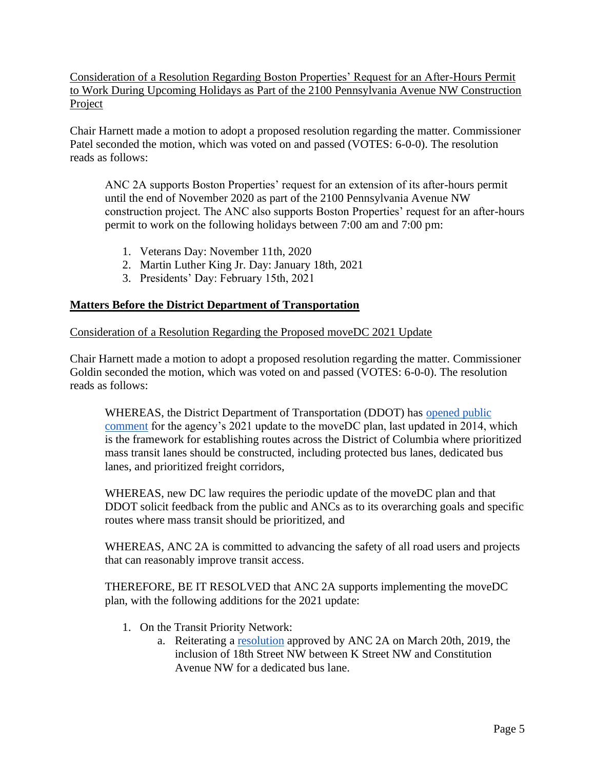Consideration of a Resolution Regarding Boston Properties' Request for an After-Hours Permit to Work During Upcoming Holidays as Part of the 2100 Pennsylvania Avenue NW Construction Project

Chair Harnett made a motion to adopt a proposed resolution regarding the matter. Commissioner Patel seconded the motion, which was voted on and passed (VOTES: 6-0-0). The resolution reads as follows:

> ANC 2A supports Boston Properties' request for an extension of its after-hours permit until the end of November 2020 as part of the 2100 Pennsylvania Avenue NW construction project. The ANC also supports Boston Properties' request for an after-hours permit to work on the following holidays between 7:00 am and 7:00 pm:
>
> 1. Veterans Day: November 11th, 2020
> 2. Martin Luther King Jr. Day: January 18th, 2021
> 3. Presidents' Day: February 15th, 2021

## Matters Before the District Department of Transportation

Consideration of a Resolution Regarding the Proposed moveDC 2021 Update

Chair Harnett made a motion to adopt a proposed resolution regarding the matter. Commissioner Goldin seconded the motion, which was voted on and passed (VOTES: 6-0-0). The resolution reads as follows:

> WHEREAS, the District Department of Transportation (DDOT) has opened public comment for the agency's 2021 update to the moveDC plan, last updated in 2014, which is the framework for establishing routes across the District of Columbia where prioritized mass transit lanes should be constructed, including protected bus lanes, dedicated bus lanes, and prioritized freight corridors,
>
> WHEREAS, new DC law requires the periodic update of the moveDC plan and that DDOT solicit feedback from the public and ANCs as to its overarching goals and specific routes where mass transit should be prioritized, and
>
> WHEREAS, ANC 2A is committed to advancing the safety of all road users and projects that can reasonably improve transit access.
>
> THEREFORE, BE IT RESOLVED that ANC 2A supports implementing the moveDC plan, with the following additions for the 2021 update:
>
> 1. On the Transit Priority Network:
>    a. Reiterating a resolution approved by ANC 2A on March 20th, 2019, the inclusion of 18th Street NW between K Street NW and Constitution Avenue NW for a dedicated bus lane.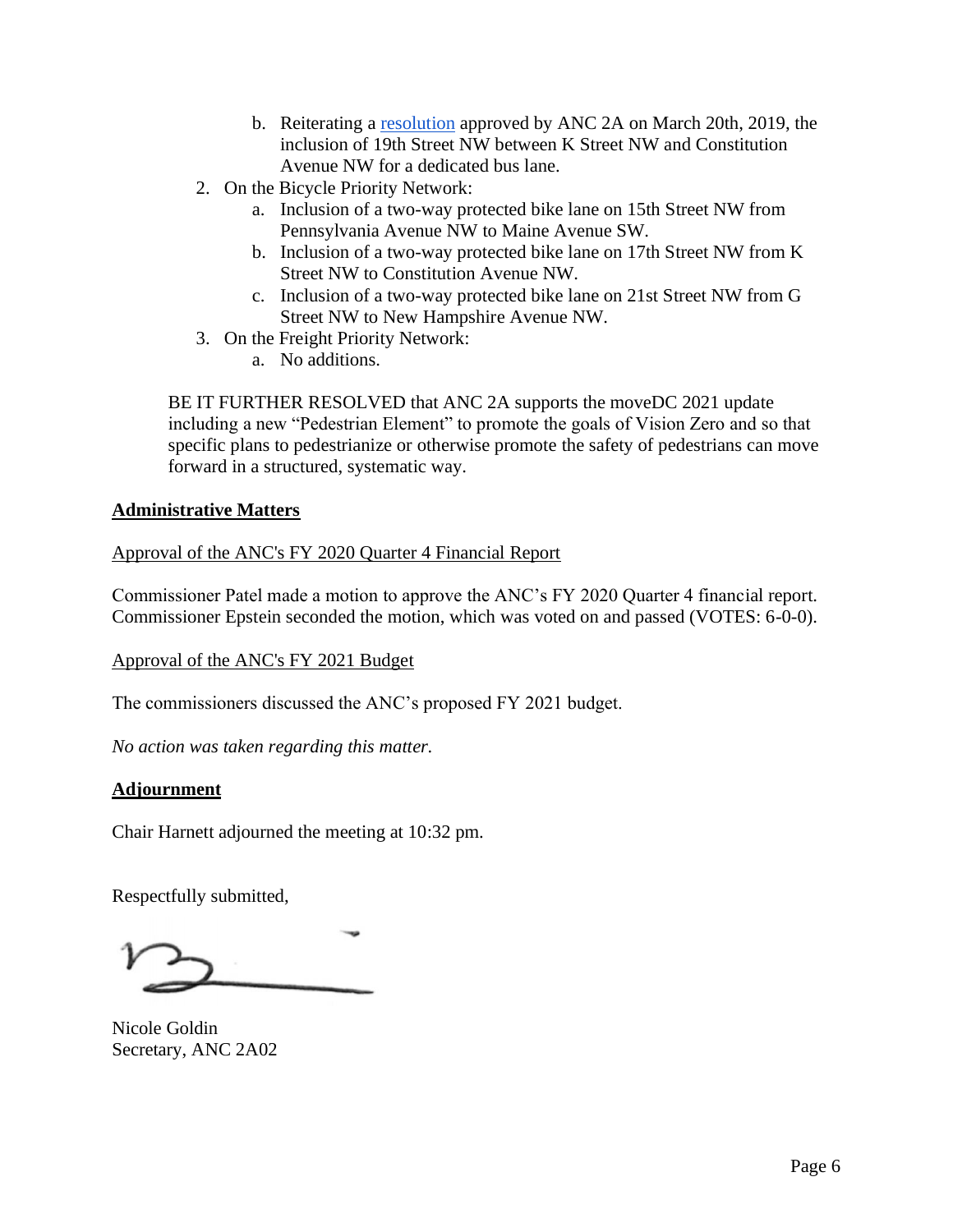b. Reiterating a resolution approved by ANC 2A on March 20th, 2019, the inclusion of 19th Street NW between K Street NW and Constitution Avenue NW for a dedicated bus lane.
2. On the Bicycle Priority Network:
   a. Inclusion of a two-way protected bike lane on 15th Street NW from Pennsylvania Avenue NW to Maine Avenue SW.
   b. Inclusion of a two-way protected bike lane on 17th Street NW from K Street NW to Constitution Avenue NW.
   c. Inclusion of a two-way protected bike lane on 21st Street NW from G Street NW to New Hampshire Avenue NW.
3. On the Freight Priority Network:
   a. No additions.

BE IT FURTHER RESOLVED that ANC 2A supports the moveDC 2021 update including a new "Pedestrian Element" to promote the goals of Vision Zero and so that specific plans to pedestrianize or otherwise promote the safety of pedestrians can move forward in a structured, systematic way.

**Administrative Matters**

Approval of the ANC's FY 2020 Quarter 4 Financial Report

Commissioner Patel made a motion to approve the ANC's FY 2020 Quarter 4 financial report. Commissioner Epstein seconded the motion, which was voted on and passed (VOTES: 6-0-0).

Approval of the ANC's FY 2021 Budget

The commissioners discussed the ANC's proposed FY 2021 budget.

*No action was taken regarding this matter.*

**Adjournment**

Chair Harnett adjourned the meeting at 10:32 pm.

Respectfully submitted,

Nicole Goldin
Secretary, ANC 2A02